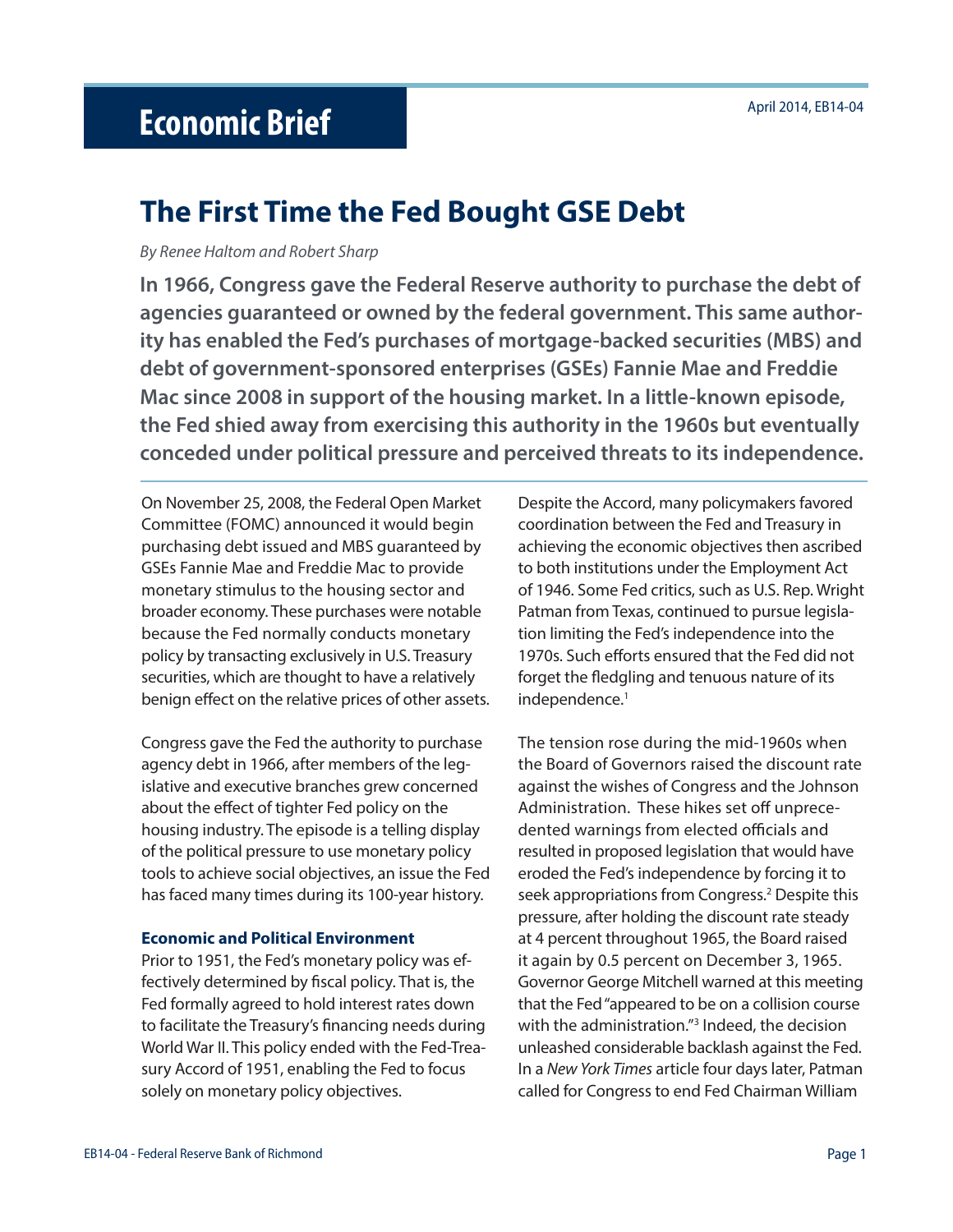# Economic Brief

April 2014, EB14-04

## The First Time the Fed Bought GSE Debt

*By Renee Haltom and Robert Sharp*

**In 1966, Congress gave the Federal Reserve authority to purchase the debt of agencies guaranteed or owned by the federal government. This same authority has enabled the Fed's purchases of mortgage-backed securities (MBS) and debt of government-sponsored enterprises (GSEs) Fannie Mae and Freddie Mac since 2008 in support of the housing market. In a little-known episode, the Fed shied away from exercising this authority in the 1960s but eventually conceded under political pressure and perceived threats to its independence.**

On November 25, 2008, the Federal Open Market Committee (FOMC) announced it would begin purchasing debt issued and MBS guaranteed by GSEs Fannie Mae and Freddie Mac to provide monetary stimulus to the housing sector and broader economy. These purchases were notable because the Fed normally conducts monetary policy by transacting exclusively in U.S. Treasury securities, which are thought to have a relatively benign effect on the relative prices of other assets.

Congress gave the Fed the authority to purchase agency debt in 1966, after members of the legislative and executive branches grew concerned about the effect of tighter Fed policy on the housing industry. The episode is a telling display of the political pressure to use monetary policy tools to achieve social objectives, an issue the Fed has faced many times during its 100-year history.

### Economic and Political Environment

Prior to 1951, the Fed's monetary policy was effectively determined by fiscal policy. That is, the Fed formally agreed to hold interest rates down to facilitate the Treasury's financing needs during World War II. This policy ended with the Fed-Treasury Accord of 1951, enabling the Fed to focus solely on monetary policy objectives.

Despite the Accord, many policymakers favored coordination between the Fed and Treasury in achieving the economic objectives then ascribed to both institutions under the Employment Act of 1946. Some Fed critics, such as U.S. Rep. Wright Patman from Texas, continued to pursue legislation limiting the Fed's independence into the 1970s. Such efforts ensured that the Fed did not forget the fledgling and tenuous nature of its independence.[1]

The tension rose during the mid-1960s when the Board of Governors raised the discount rate against the wishes of Congress and the Johnson Administration. These hikes set off unprecedented warnings from elected officials and resulted in proposed legislation that would have eroded the Fed's independence by forcing it to seek appropriations from Congress.[2] Despite this pressure, after holding the discount rate steady at 4 percent throughout 1965, the Board raised it again by 0.5 percent on December 3, 1965. Governor George Mitchell warned at this meeting that the Fed "appeared to be on a collision course with the administration."[3] Indeed, the decision unleashed considerable backlash against the Fed. In a *New York Times* article four days later, Patman called for Congress to end Fed Chairman William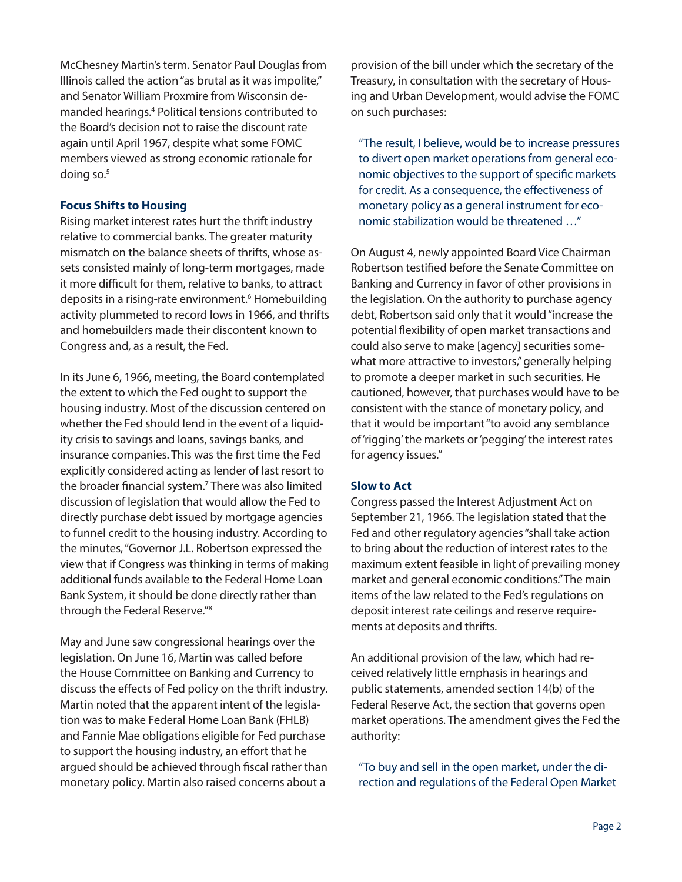McChesney Martin's term. Senator Paul Douglas from Illinois called the action "as brutal as it was impolite," and Senator William Proxmire from Wisconsin demanded hearings.[4] Political tensions contributed to the Board's decision not to raise the discount rate again until April 1967, despite what some FOMC members viewed as strong economic rationale for doing so.[5]

**Focus Shifts to Housing**

Rising market interest rates hurt the thrift industry relative to commercial banks. The greater maturity mismatch on the balance sheets of thrifts, whose assets consisted mainly of long-term mortgages, made it more difficult for them, relative to banks, to attract deposits in a rising-rate environment.[6] Homebuilding activity plummeted to record lows in 1966, and thrifts and homebuilders made their discontent known to Congress and, as a result, the Fed.

In its June 6, 1966, meeting, the Board contemplated the extent to which the Fed ought to support the housing industry. Most of the discussion centered on whether the Fed should lend in the event of a liquidity crisis to savings and loans, savings banks, and insurance companies. This was the first time the Fed explicitly considered acting as lender of last resort to the broader financial system.[7] There was also limited discussion of legislation that would allow the Fed to directly purchase debt issued by mortgage agencies to funnel credit to the housing industry. According to the minutes, "Governor J.L. Robertson expressed the view that if Congress was thinking in terms of making additional funds available to the Federal Home Loan Bank System, it should be done directly rather than through the Federal Reserve."[8]

May and June saw congressional hearings over the legislation. On June 16, Martin was called before the House Committee on Banking and Currency to discuss the effects of Fed policy on the thrift industry. Martin noted that the apparent intent of the legislation was to make Federal Home Loan Bank (FHLB) and Fannie Mae obligations eligible for Fed purchase to support the housing industry, an effort that he argued should be achieved through fiscal rather than monetary policy. Martin also raised concerns about a provision of the bill under which the secretary of the Treasury, in consultation with the secretary of Housing and Urban Development, would advise the FOMC on such purchases:

> "The result, I believe, would be to increase pressures to divert open market operations from general economic objectives to the support of specific markets for credit. As a consequence, the effectiveness of monetary policy as a general instrument for economic stabilization would be threatened …"

On August 4, newly appointed Board Vice Chairman Robertson testified before the Senate Committee on Banking and Currency in favor of other provisions in the legislation. On the authority to purchase agency debt, Robertson said only that it would "increase the potential flexibility of open market transactions and could also serve to make [agency] securities somewhat more attractive to investors," generally helping to promote a deeper market in such securities. He cautioned, however, that purchases would have to be consistent with the stance of monetary policy, and that it would be important "to avoid any semblance of 'rigging' the markets or 'pegging' the interest rates for agency issues."

**Slow to Act**

Congress passed the Interest Adjustment Act on September 21, 1966. The legislation stated that the Fed and other regulatory agencies "shall take action to bring about the reduction of interest rates to the maximum extent feasible in light of prevailing money market and general economic conditions." The main items of the law related to the Fed's regulations on deposit interest rate ceilings and reserve requirements at deposits and thrifts.

An additional provision of the law, which had received relatively little emphasis in hearings and public statements, amended section 14(b) of the Federal Reserve Act, the section that governs open market operations. The amendment gives the Fed the authority:

> "To buy and sell in the open market, under the direction and regulations of the Federal Open Market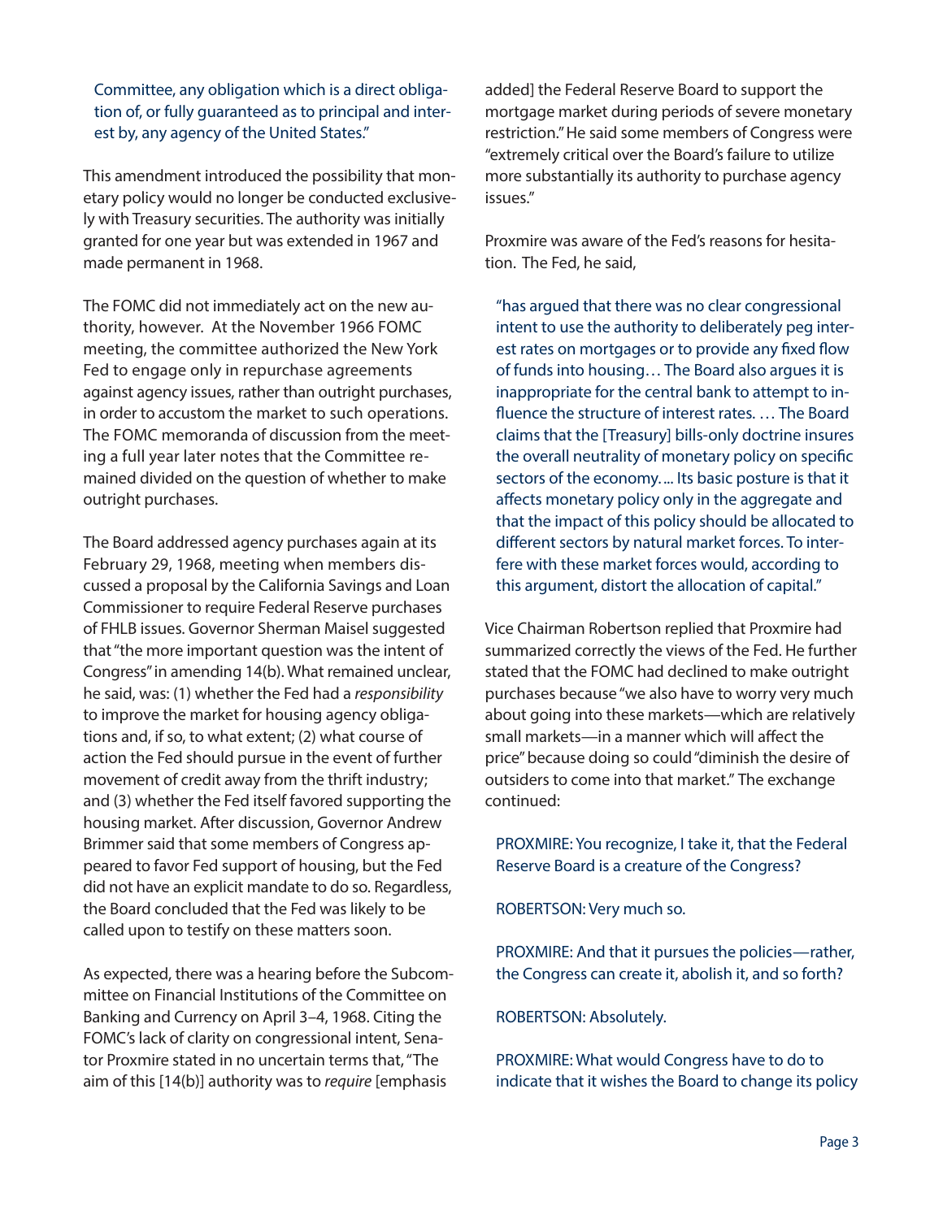> Committee, any obligation which is a direct obligation of, or fully guaranteed as to principal and interest by, any agency of the United States."

This amendment introduced the possibility that monetary policy would no longer be conducted exclusively with Treasury securities. The authority was initially granted for one year but was extended in 1967 and made permanent in 1968.

The FOMC did not immediately act on the new authority, however. At the November 1966 FOMC meeting, the committee authorized the New York Fed to engage only in repurchase agreements against agency issues, rather than outright purchases, in order to accustom the market to such operations. The FOMC memoranda of discussion from the meeting a full year later notes that the Committee remained divided on the question of whether to make outright purchases.

The Board addressed agency purchases again at its February 29, 1968, meeting when members discussed a proposal by the California Savings and Loan Commissioner to require Federal Reserve purchases of FHLB issues. Governor Sherman Maisel suggested that "the more important question was the intent of Congress" in amending 14(b). What remained unclear, he said, was: (1) whether the Fed had a *responsibility* to improve the market for housing agency obligations and, if so, to what extent; (2) what course of action the Fed should pursue in the event of further movement of credit away from the thrift industry; and (3) whether the Fed itself favored supporting the housing market. After discussion, Governor Andrew Brimmer said that some members of Congress appeared to favor Fed support of housing, but the Fed did not have an explicit mandate to do so. Regardless, the Board concluded that the Fed was likely to be called upon to testify on these matters soon.

As expected, there was a hearing before the Subcommittee on Financial Institutions of the Committee on Banking and Currency on April 3–4, 1968. Citing the FOMC's lack of clarity on congressional intent, Senator Proxmire stated in no uncertain terms that, "The aim of this [14(b)] authority was to *require* [emphasis added] the Federal Reserve Board to support the mortgage market during periods of severe monetary restriction." He said some members of Congress were "extremely critical over the Board's failure to utilize more substantially its authority to purchase agency issues."

Proxmire was aware of the Fed's reasons for hesitation. The Fed, he said,

> "has argued that there was no clear congressional intent to use the authority to deliberately peg interest rates on mortgages or to provide any fixed flow of funds into housing… The Board also argues it is inappropriate for the central bank to attempt to influence the structure of interest rates. … The Board claims that the [Treasury] bills-only doctrine insures the overall neutrality of monetary policy on specific sectors of the economy.... Its basic posture is that it affects monetary policy only in the aggregate and that the impact of this policy should be allocated to different sectors by natural market forces. To interfere with these market forces would, according to this argument, distort the allocation of capital."

Vice Chairman Robertson replied that Proxmire had summarized correctly the views of the Fed. He further stated that the FOMC had declined to make outright purchases because "we also have to worry very much about going into these markets—which are relatively small markets—in a manner which will affect the price" because doing so could "diminish the desire of outsiders to come into that market." The exchange continued:

> PROXMIRE: You recognize, I take it, that the Federal Reserve Board is a creature of the Congress?
>
> ROBERTSON: Very much so.
>
> PROXMIRE: And that it pursues the policies—rather, the Congress can create it, abolish it, and so forth?
>
> ROBERTSON: Absolutely.
>
> PROXMIRE: What would Congress have to do to indicate that it wishes the Board to change its policy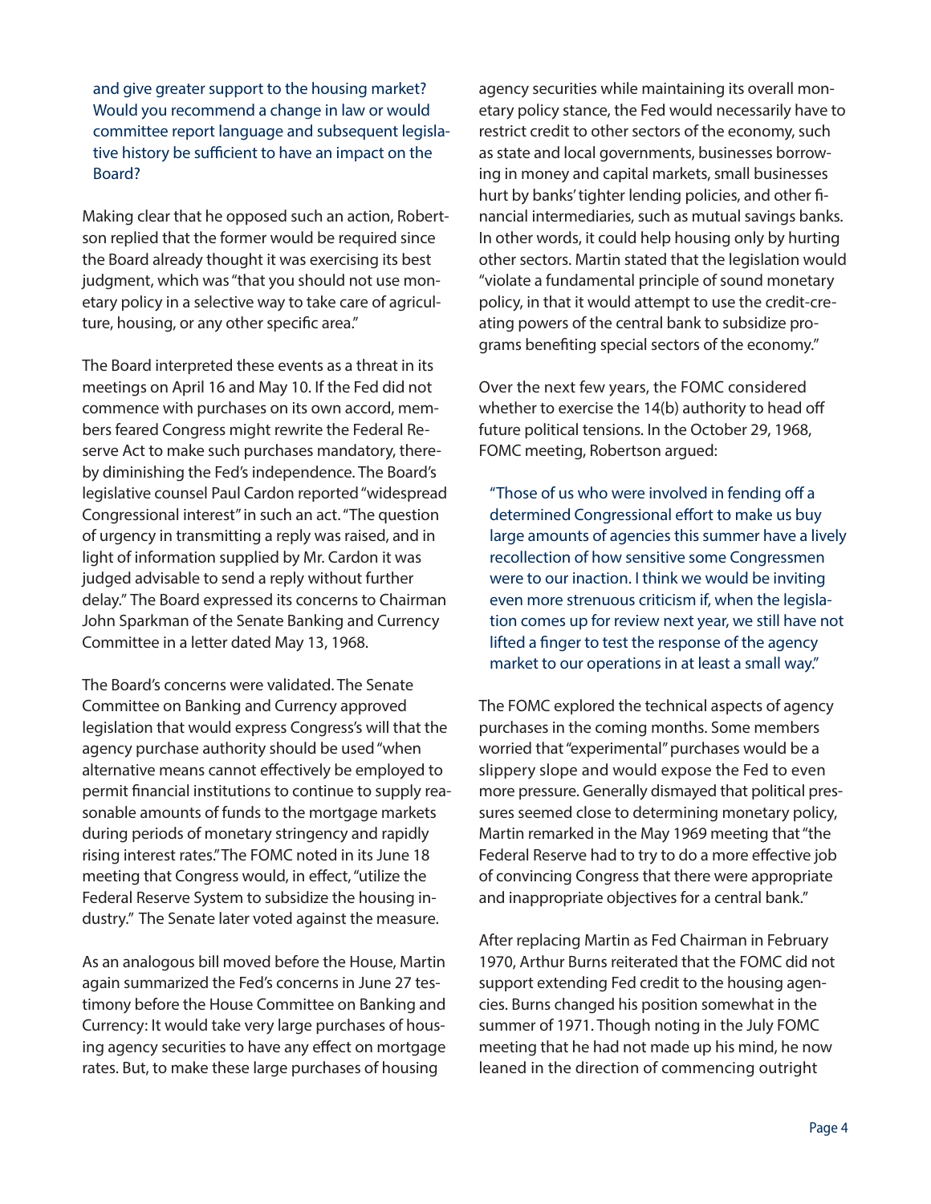> and give greater support to the housing market? Would you recommend a change in law or would committee report language and subsequent legislative history be sufficient to have an impact on the Board?

Making clear that he opposed such an action, Robertson replied that the former would be required since the Board already thought it was exercising its best judgment, which was "that you should not use monetary policy in a selective way to take care of agriculture, housing, or any other specific area."

The Board interpreted these events as a threat in its meetings on April 16 and May 10. If the Fed did not commence with purchases on its own accord, members feared Congress might rewrite the Federal Reserve Act to make such purchases mandatory, thereby diminishing the Fed's independence. The Board's legislative counsel Paul Cardon reported "widespread Congressional interest" in such an act. "The question of urgency in transmitting a reply was raised, and in light of information supplied by Mr. Cardon it was judged advisable to send a reply without further delay." The Board expressed its concerns to Chairman John Sparkman of the Senate Banking and Currency Committee in a letter dated May 13, 1968.

The Board's concerns were validated. The Senate Committee on Banking and Currency approved legislation that would express Congress's will that the agency purchase authority should be used "when alternative means cannot effectively be employed to permit financial institutions to continue to supply reasonable amounts of funds to the mortgage markets during periods of monetary stringency and rapidly rising interest rates." The FOMC noted in its June 18 meeting that Congress would, in effect, "utilize the Federal Reserve System to subsidize the housing industry." The Senate later voted against the measure.

As an analogous bill moved before the House, Martin again summarized the Fed's concerns in June 27 testimony before the House Committee on Banking and Currency: It would take very large purchases of housing agency securities to have any effect on mortgage rates. But, to make these large purchases of housing agency securities while maintaining its overall monetary policy stance, the Fed would necessarily have to restrict credit to other sectors of the economy, such as state and local governments, businesses borrowing in money and capital markets, small businesses hurt by banks' tighter lending policies, and other financial intermediaries, such as mutual savings banks. In other words, it could help housing only by hurting other sectors. Martin stated that the legislation would "violate a fundamental principle of sound monetary policy, in that it would attempt to use the credit-creating powers of the central bank to subsidize programs benefiting special sectors of the economy."

Over the next few years, the FOMC considered whether to exercise the 14(b) authority to head off future political tensions. In the October 29, 1968, FOMC meeting, Robertson argued:

> "Those of us who were involved in fending off a determined Congressional effort to make us buy large amounts of agencies this summer have a lively recollection of how sensitive some Congressmen were to our inaction. I think we would be inviting even more strenuous criticism if, when the legislation comes up for review next year, we still have not lifted a finger to test the response of the agency market to our operations in at least a small way."

The FOMC explored the technical aspects of agency purchases in the coming months. Some members worried that "experimental" purchases would be a slippery slope and would expose the Fed to even more pressure. Generally dismayed that political pressures seemed close to determining monetary policy, Martin remarked in the May 1969 meeting that "the Federal Reserve had to try to do a more effective job of convincing Congress that there were appropriate and inappropriate objectives for a central bank."

After replacing Martin as Fed Chairman in February 1970, Arthur Burns reiterated that the FOMC did not support extending Fed credit to the housing agencies. Burns changed his position somewhat in the summer of 1971. Though noting in the July FOMC meeting that he had not made up his mind, he now leaned in the direction of commencing outright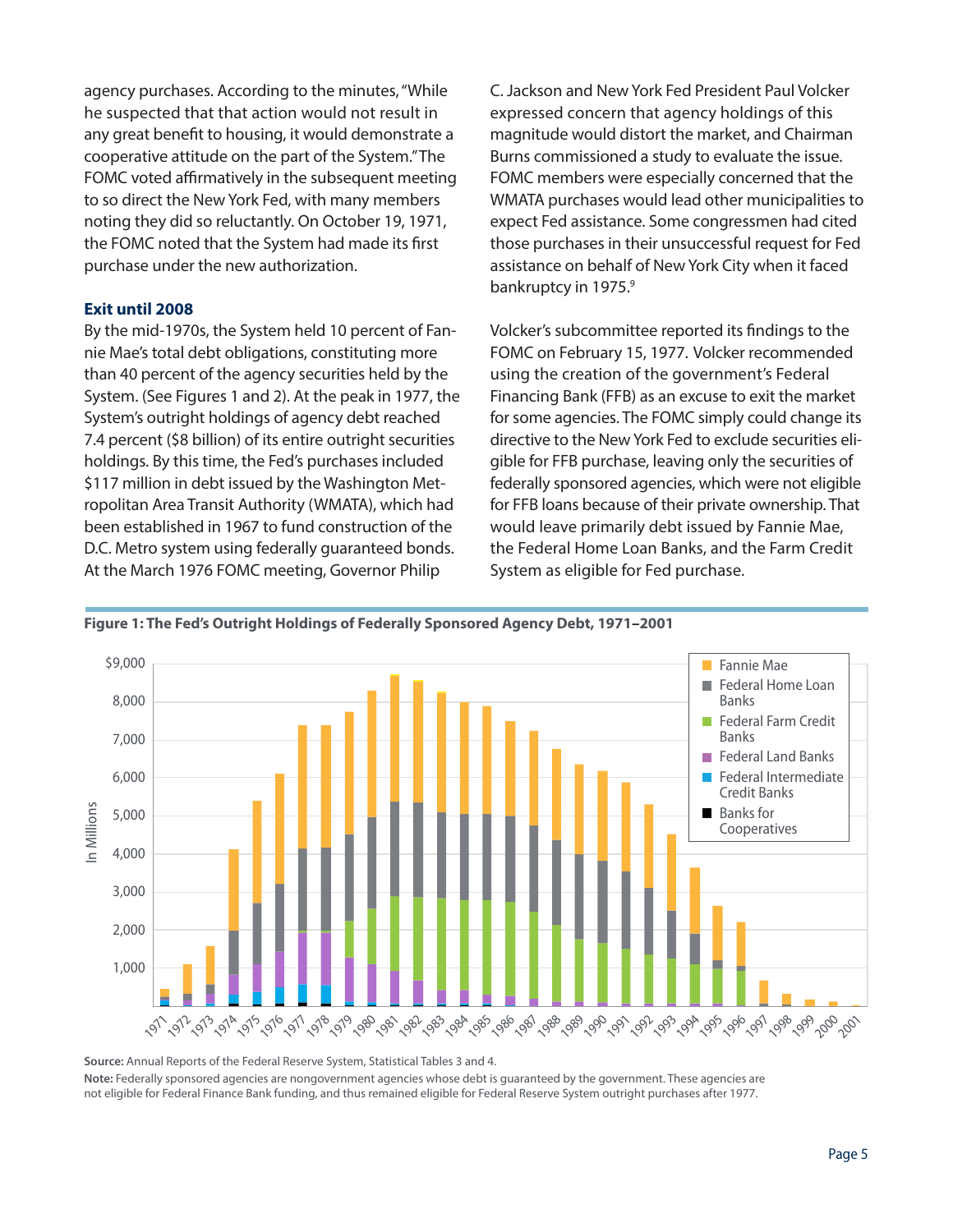agency purchases. According to the minutes, "While he suspected that that action would not result in any great benefit to housing, it would demonstrate a cooperative attitude on the part of the System." The FOMC voted affirmatively in the subsequent meeting to so direct the New York Fed, with many members noting they did so reluctantly. On October 19, 1971, the FOMC noted that the System had made its first purchase under the new authorization.

### Exit until 2008

By the mid-1970s, the System held 10 percent of Fannie Mae's total debt obligations, constituting more than 40 percent of the agency securities held by the System. (See Figures 1 and 2). At the peak in 1977, the System's outright holdings of agency debt reached 7.4 percent ($8 billion) of its entire outright securities holdings. By this time, the Fed's purchases included $117 million in debt issued by the Washington Metropolitan Area Transit Authority (WMATA), which had been established in 1967 to fund construction of the D.C. Metro system using federally guaranteed bonds. At the March 1976 FOMC meeting, Governor Philip C. Jackson and New York Fed President Paul Volcker expressed concern that agency holdings of this magnitude would distort the market, and Chairman Burns commissioned a study to evaluate the issue. FOMC members were especially concerned that the WMATA purchases would lead other municipalities to expect Fed assistance. Some congressmen had cited those purchases in their unsuccessful request for Fed assistance on behalf of New York City when it faced bankruptcy in 1975.[9]

Volcker's subcommittee reported its findings to the FOMC on February 15, 1977. Volcker recommended using the creation of the government's Federal Financing Bank (FFB) as an excuse to exit the market for some agencies. The FOMC simply could change its directive to the New York Fed to exclude securities eligible for FFB purchase, leaving only the securities of federally sponsored agencies, which were not eligible for FFB loans because of their private ownership. That would leave primarily debt issued by Fannie Mae, the Federal Home Loan Banks, and the Farm Credit System as eligible for Fed purchase.

**Figure 1: The Fed's Outright Holdings of Federally Sponsored Agency Debt, 1971–2001**

**Source:** Annual Reports of the Federal Reserve System, Statistical Tables 3 and 4.

**Note:** Federally sponsored agencies are nongovernment agencies whose debt is guaranteed by the government. These agencies are not eligible for Federal Finance Bank funding, and thus remained eligible for Federal Reserve System outright purchases after 1977.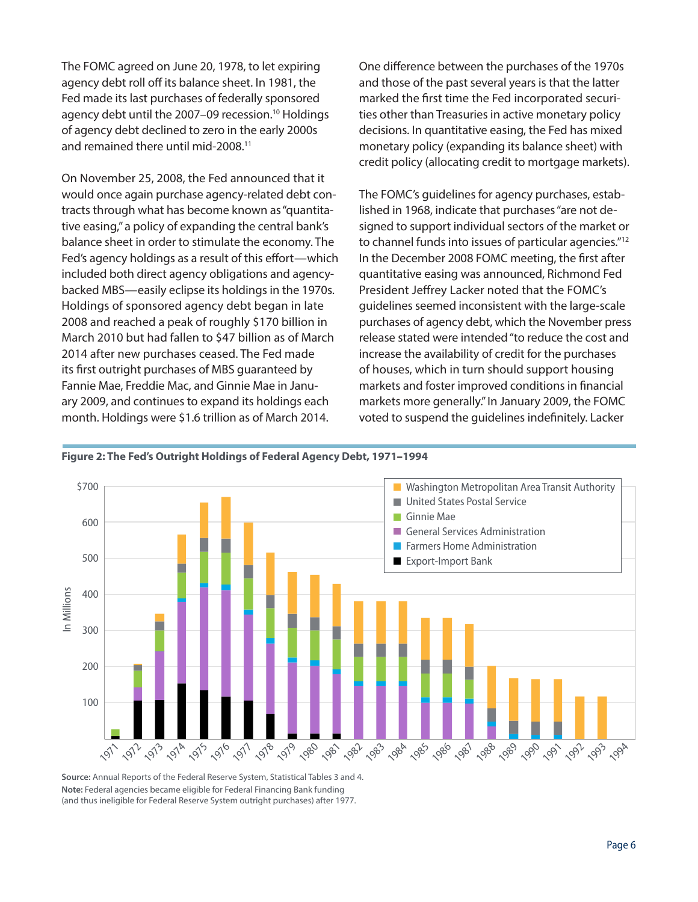The FOMC agreed on June 20, 1978, to let expiring agency debt roll off its balance sheet. In 1981, the Fed made its last purchases of federally sponsored agency debt until the 2007–09 recession.[10] Holdings of agency debt declined to zero in the early 2000s and remained there until mid-2008.[11]

On November 25, 2008, the Fed announced that it would once again purchase agency-related debt contracts through what has become known as "quantitative easing," a policy of expanding the central bank's balance sheet in order to stimulate the economy. The Fed's agency holdings as a result of this effort—which included both direct agency obligations and agency-backed MBS—easily eclipse its holdings in the 1970s. Holdings of sponsored agency debt began in late 2008 and reached a peak of roughly $170 billion in March 2010 but had fallen to $47 billion as of March 2014 after new purchases ceased. The Fed made its first outright purchases of MBS guaranteed by Fannie Mae, Freddie Mac, and Ginnie Mae in January 2009, and continues to expand its holdings each month. Holdings were $1.6 trillion as of March 2014.

One difference between the purchases of the 1970s and those of the past several years is that the latter marked the first time the Fed incorporated securities other than Treasuries in active monetary policy decisions. In quantitative easing, the Fed has mixed monetary policy (expanding its balance sheet) with credit policy (allocating credit to mortgage markets).

The FOMC's guidelines for agency purchases, established in 1968, indicate that purchases "are not designed to support individual sectors of the market or to channel funds into issues of particular agencies."[12] In the December 2008 FOMC meeting, the first after quantitative easing was announced, Richmond Fed President Jeffrey Lacker noted that the FOMC's guidelines seemed inconsistent with the large-scale purchases of agency debt, which the November press release stated were intended "to reduce the cost and increase the availability of credit for the purchases of houses, which in turn should support housing markets and foster improved conditions in financial markets more generally." In January 2009, the FOMC voted to suspend the guidelines indefinitely. Lacker

**Figure 2: The Fed's Outright Holdings of Federal Agency Debt, 1971–1994**

**Source:** Annual Reports of the Federal Reserve System, Statistical Tables 3 and 4.
**Note:** Federal agencies became eligible for Federal Financing Bank funding (and thus ineligible for Federal Reserve System outright purchases) after 1977.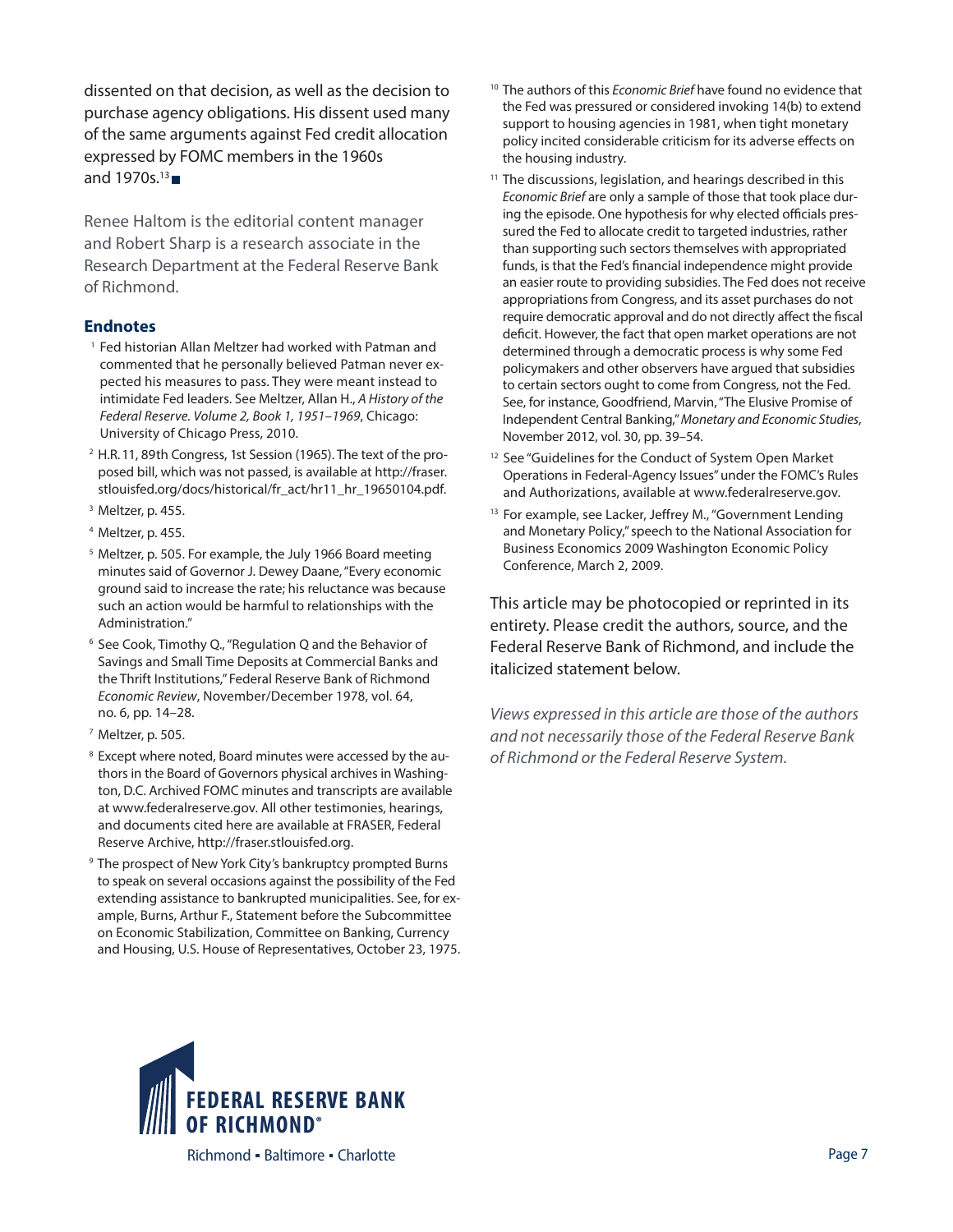dissented on that decision, as well as the decision to purchase agency obligations. His dissent used many of the same arguments against Fed credit allocation expressed by FOMC members in the 1960s and 1970s.[13] ■

Renee Haltom is the editorial content manager and Robert Sharp is a research associate in the Research Department at the Federal Reserve Bank of Richmond.

## Endnotes

1. Fed historian Allan Meltzer had worked with Patman and commented that he personally believed Patman never expected his measures to pass. They were meant instead to intimidate Fed leaders. See Meltzer, Allan H., *A History of the Federal Reserve. Volume 2, Book 1, 1951–1969*, Chicago: University of Chicago Press, 2010.
2. H.R. 11, 89th Congress, 1st Session (1965). The text of the proposed bill, which was not passed, is available at http://fraser.stlouisfed.org/docs/historical/fr_act/hr11_hr_19650104.pdf.
3. Meltzer, p. 455.
4. Meltzer, p. 455.
5. Meltzer, p. 505. For example, the July 1966 Board meeting minutes said of Governor J. Dewey Daane, "Every economic ground said to increase the rate; his reluctance was because such an action would be harmful to relationships with the Administration."
6. See Cook, Timothy Q., "Regulation Q and the Behavior of Savings and Small Time Deposits at Commercial Banks and the Thrift Institutions," Federal Reserve Bank of Richmond *Economic Review*, November/December 1978, vol. 64, no. 6, pp. 14–28.
7. Meltzer, p. 505.
8. Except where noted, Board minutes were accessed by the authors in the Board of Governors physical archives in Washington, D.C. Archived FOMC minutes and transcripts are available at www.federalreserve.gov. All other testimonies, hearings, and documents cited here are available at FRASER, Federal Reserve Archive, http://fraser.stlouisfed.org.
9. The prospect of New York City's bankruptcy prompted Burns to speak on several occasions against the possibility of the Fed extending assistance to bankrupted municipalities. See, for example, Burns, Arthur F., Statement before the Subcommittee on Economic Stabilization, Committee on Banking, Currency and Housing, U.S. House of Representatives, October 23, 1975.
10. The authors of this *Economic Brief* have found no evidence that the Fed was pressured or considered invoking 14(b) to extend support to housing agencies in 1981, when tight monetary policy incited considerable criticism for its adverse effects on the housing industry.
11. The discussions, legislation, and hearings described in this *Economic Brief* are only a sample of those that took place during the episode. One hypothesis for why elected officials pressured the Fed to allocate credit to targeted industries, rather than supporting such sectors themselves with appropriated funds, is that the Fed's financial independence might provide an easier route to providing subsidies. The Fed does not receive appropriations from Congress, and its asset purchases do not require democratic approval and do not directly affect the fiscal deficit. However, the fact that open market operations are not determined through a democratic process is why some Fed policymakers and other observers have argued that subsidies to certain sectors ought to come from Congress, not the Fed. See, for instance, Goodfriend, Marvin, "The Elusive Promise of Independent Central Banking," *Monetary and Economic Studies*, November 2012, vol. 30, pp. 39–54.
12. See "Guidelines for the Conduct of System Open Market Operations in Federal-Agency Issues" under the FOMC's Rules and Authorizations, available at www.federalreserve.gov.
13. For example, see Lacker, Jeffrey M., "Government Lending and Monetary Policy," speech to the National Association for Business Economics 2009 Washington Economic Policy Conference, March 2, 2009.

This article may be photocopied or reprinted in its entirety. Please credit the authors, source, and the Federal Reserve Bank of Richmond, and include the italicized statement below.

*Views expressed in this article are those of the authors and not necessarily those of the Federal Reserve Bank of Richmond or the Federal Reserve System.*

FEDERAL RESERVE BANK OF RICHMOND®

Richmond ▪ Baltimore ▪ Charlotte